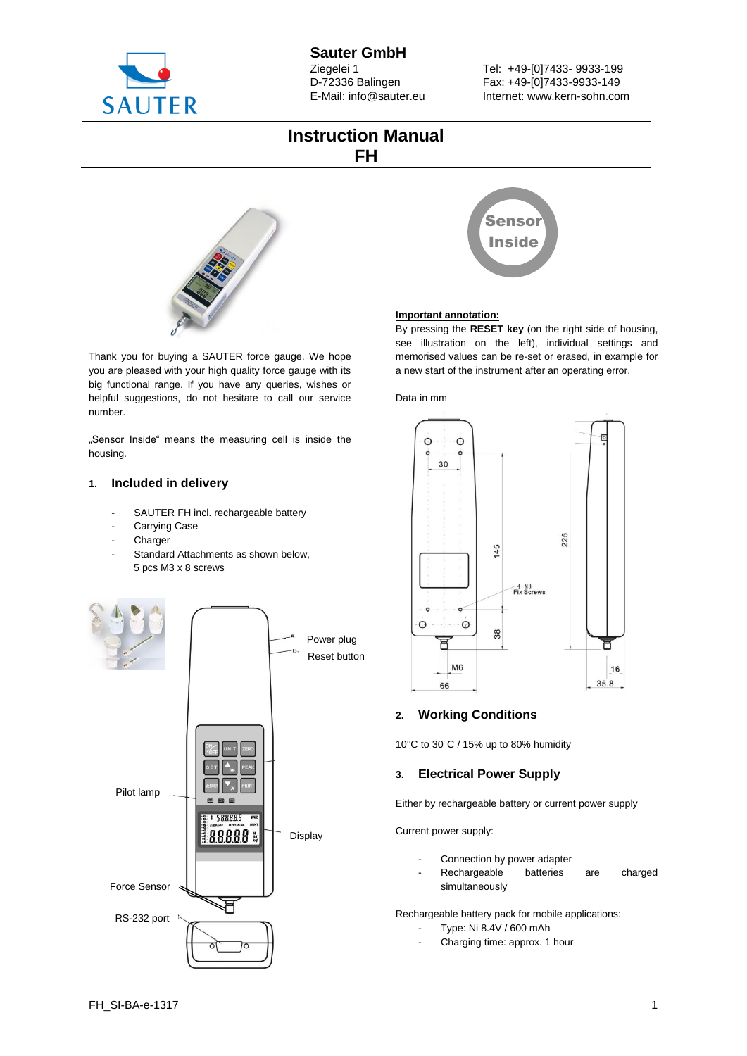**Sauter GmbH**
Ziegelei 1
D-72336 Balingen
E-Mail: info@sauter.eu

Tel: +49-[0]7433- 9933-199
Fax: +49-[0]7433-9933-149
Internet: www.kern-sohn.com

# Instruction Manual
# FH

Thank you for buying a SAUTER force gauge. We hope you are pleased with your high quality force gauge with its big functional range. If you have any queries, wishes or helpful suggestions, do not hesitate to call our service number.

„Sensor Inside" means the measuring cell is inside the housing.

## 1. Included in delivery

- SAUTER FH incl. rechargeable battery
- Carrying Case
- Charger
- Standard Attachments as shown below, 5 pcs M3 x 8 screws

Power plug
Reset button
Pilot lamp
Display
Force Sensor
RS-232 port

**Important annotation:**

By pressing the **RESET key** (on the right side of housing, see illustration on the left), individual settings and memorised values can be re-set or erased, in example for a new start of the instrument after an operating error.

Data in mm

## 2. Working Conditions

10°C to 30°C / 15% up to 80% humidity

## 3. Electrical Power Supply

Either by rechargeable battery or current power supply

Current power supply:

- Connection by power adapter
- Rechargeable batteries are charged simultaneously

Rechargeable battery pack for mobile applications:

- Type: Ni 8.4V / 600 mAh
- Charging time: approx. 1 hour

FH_SI-BA-e-1317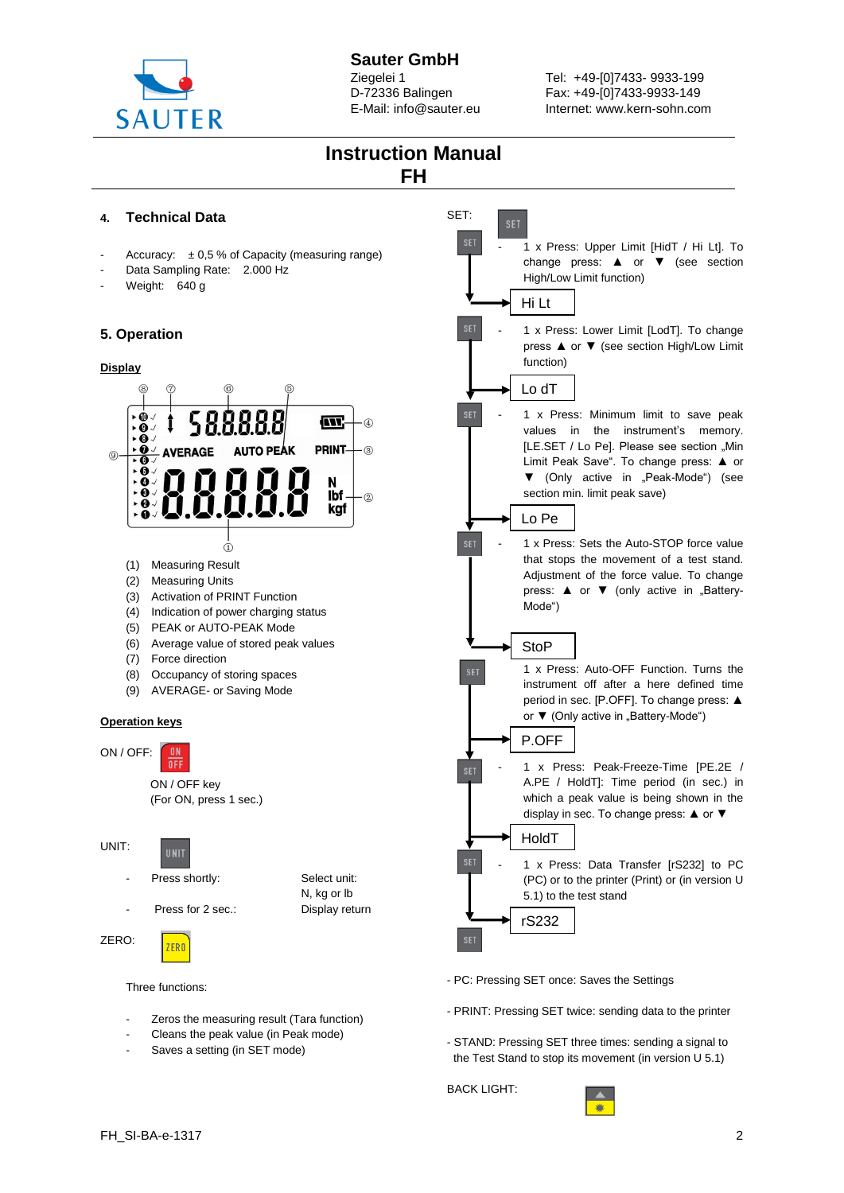# Sauter GmbH

Ziegelei 1
D-72336 Balingen
E-Mail: info@sauter.eu

Tel: +49-[0]7433- 9933-199
Fax: +49-[0]7433-9933-149
Internet: www.kern-sohn.com

# Instruction Manual
# FH

## 4. Technical Data

- Accuracy: ± 0,5 % of Capacity (measuring range)
- Data Sampling Rate: 2.000 Hz
- Weight: 640 g

## 5. Operation

**Display**

(1) Measuring Result
(2) Measuring Units
(3) Activation of PRINT Function
(4) Indication of power charging status
(5) PEAK or AUTO-PEAK Mode
(6) Average value of stored peak values
(7) Force direction
(8) Occupancy of storing spaces
(9) AVERAGE- or Saving Mode

**Operation keys**

ON / OFF: ON OFF

ON / OFF key
(For ON, press 1 sec.)

UNIT: UNIT

- Press shortly: Select unit: N, kg or lb
- Press for 2 sec.: Display return

ZERO: ZERO

Three functions:

- Zeros the measuring result (Tara function)
- Cleans the peak value (in Peak mode)
- Saves a setting (in SET mode)

SET: SET

- SET – 1 x Press: Upper Limit [HidT / Hi Lt]. To change press: ▲ or ▼ (see section High/Low Limit function) → **Hi Lt**
- SET – 1 x Press: Lower Limit [LodT]. To change press ▲ or ▼ (see section High/Low Limit function) → **Lo dT**
- SET – 1 x Press: Minimum limit to save peak values in the instrument's memory. [LE.SET / Lo Pe]. Please see section „Min Limit Peak Save". To change press: ▲ or ▼ (Only active in „Peak-Mode") (see section min. limit peak save) → **Lo Pe**
- SET – 1 x Press: Sets the Auto-STOP force value that stops the movement of a test stand. Adjustment of the force value. To change press: ▲ or ▼ (only active in „Battery-Mode") → **StoP**
- SET – 1 x Press: Auto-OFF Function. Turns the instrument off after a here defined time period in sec. [P.OFF]. To change press: ▲ or ▼ (Only active in „Battery-Mode") → **P.OFF**
- SET – 1 x Press: Peak-Freeze-Time [PE.2E / A.PE / HoldT]: Time period (in sec.) in which a peak value is being shown in the display in sec. To change press: ▲ or ▼ → **HoldT**
- SET – 1 x Press: Data Transfer [rS232] to PC (PC) or to the printer (Print) or (in version U 5.1) to the test stand → **rS232**
- SET

- PC: Pressing SET once: Saves the Settings
- PRINT: Pressing SET twice: sending data to the printer
- STAND: Pressing SET three times: sending a signal to the Test Stand to stop its movement (in version U 5.1)

BACK LIGHT:

FH_SI-BA-e-1317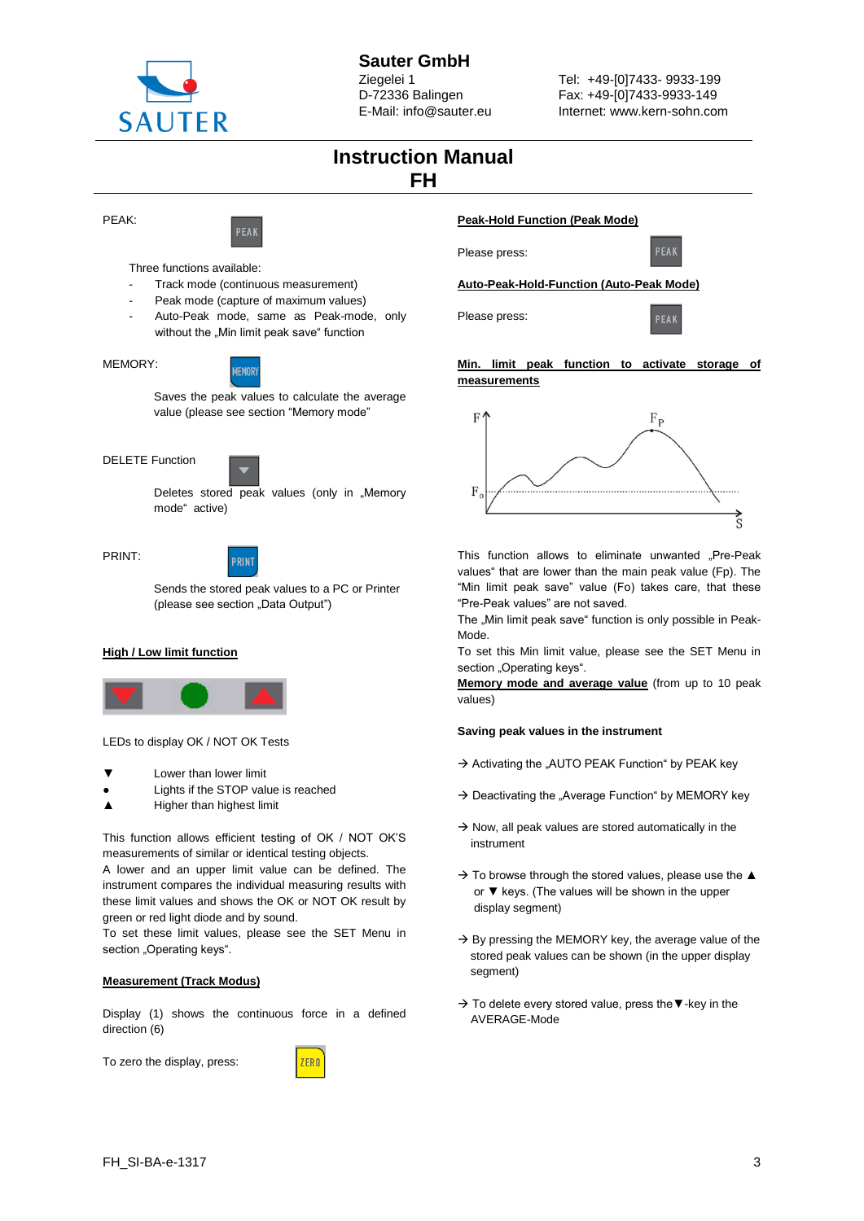PEAK: PEAK

Three functions available:

- Track mode (continuous measurement)
- Peak mode (capture of maximum values)
- Auto-Peak mode, same as Peak-mode, only without the „Min limit peak save" function

MEMORY: MEMORY

Saves the peak values to calculate the average value (please see section "Memory mode"

DELETE Function

Deletes stored peak values (only in „Memory mode" active)

PRINT: PRINT

Sends the stored peak values to a PC or Printer (please see section „Data Output")

**High / Low limit function**

LEDs to display OK / NOT OK Tests

- ▼ Lower than lower limit
- ● Lights if the STOP value is reached
- ▲ Higher than highest limit

This function allows efficient testing of OK / NOT OK'S measurements of similar or identical testing objects.
A lower and an upper limit value can be defined. The instrument compares the individual measuring results with these limit values and shows the OK or NOT OK result by green or red light diode and by sound.
To set these limit values, please see the SET Menu in section „Operating keys".

**Measurement (Track Modus)**

Display (1) shows the continuous force in a defined direction (6)

To zero the display, press: ZERO

**Peak-Hold Function (Peak Mode)**

Please press: PEAK

**Auto-Peak-Hold-Function (Auto-Peak Mode)**

Please press: PEAK

**Min. limit peak function to activate storage of measurements**

This function allows to eliminate unwanted „Pre-Peak values" that are lower than the main peak value (Fp). The "Min limit peak save" value (Fo) takes care, that these "Pre-Peak values" are not saved.
The „Min limit peak save" function is only possible in Peak-Mode.
To set this Min limit value, please see the SET Menu in section „Operating keys".

**Memory mode and average value** (from up to 10 peak values)

**Saving peak values in the instrument**

→ Activating the „AUTO PEAK Function" by PEAK key

→ Deactivating the „Average Function" by MEMORY key

→ Now, all peak values are stored automatically in the instrument

→ To browse through the stored values, please use the ▲ or ▼ keys. (The values will be shown in the upper display segment)

→ By pressing the MEMORY key, the average value of the stored peak values can be shown (in the upper display segment)

→ To delete every stored value, press the ▼-key in the AVERAGE-Mode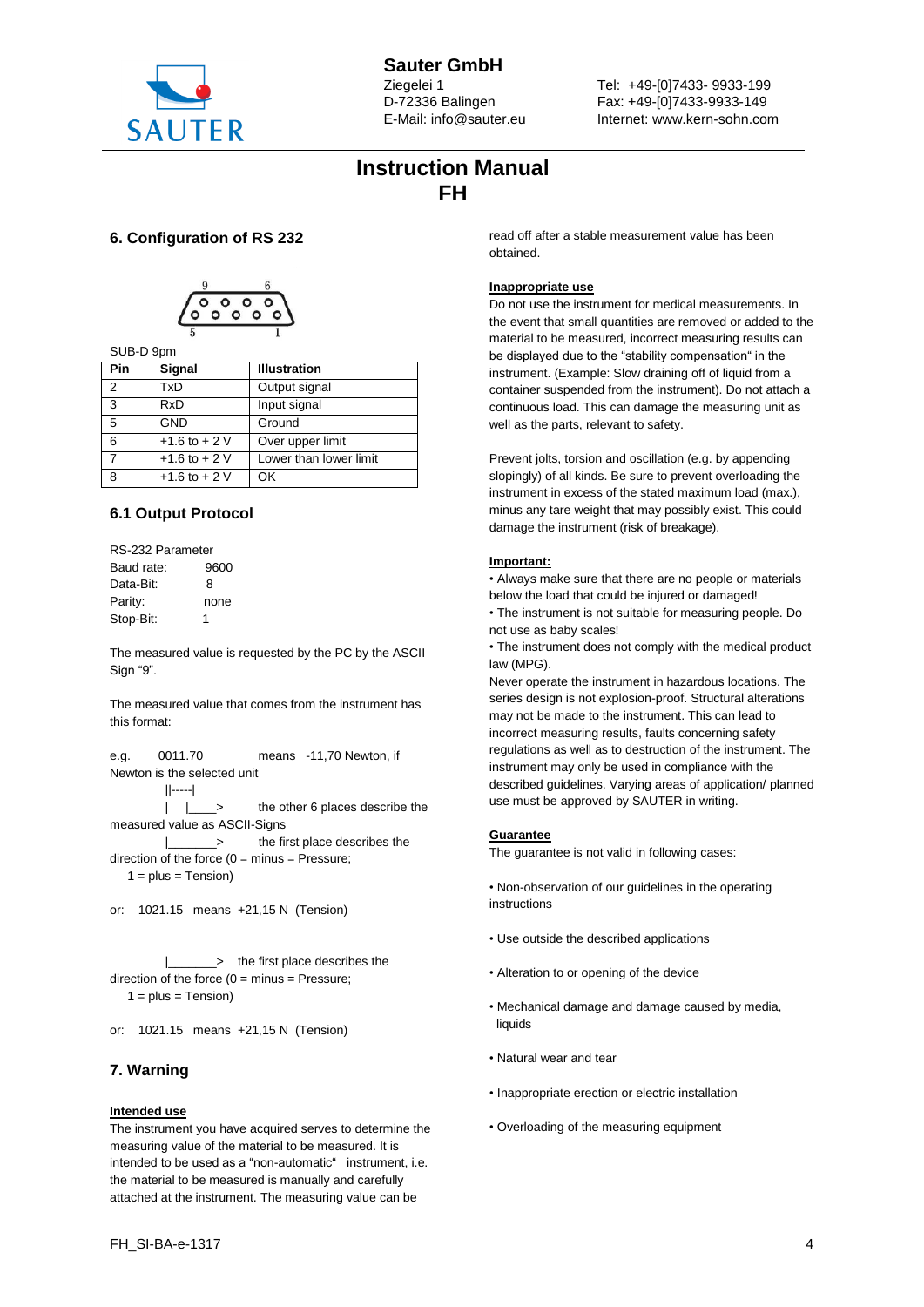## 6. Configuration of RS 232

SUB-D 9pm

| Pin | Signal | Illustration |
|---|---|---|
| 2 | TxD | Output signal |
| 3 | RxD | Input signal |
| 5 | GND | Ground |
| 6 | +1.6 to + 2 V | Over upper limit |
| 7 | +1.6 to + 2 V | Lower than lower limit |
| 8 | +1.6 to + 2 V | OK |

### 6.1 Output Protocol

RS-232 Parameter

Baud rate: 9600

Data-Bit: 8

Parity: none

Stop-Bit: 1

The measured value is requested by the PC by the ASCII Sign "9".

The measured value that comes from the instrument has this format:

```
e.g.    0011.70          means  -11,70 Newton, if
Newton is the selected unit
           ||-----|
           |   |____>    the other 6 places describe the
measured value as ASCII-Signs
           |_______>     the first place describes the
direction of the force (0 = minus = Pressure;
    1 = plus = Tension)
```

or: 1021.15 means +21,15 N (Tension)

```
           |_______>  the first place describes the
direction of the force (0 = minus = Pressure;
    1 = plus = Tension)
```

or: 1021.15 means +21,15 N (Tension)

## 7. Warning

**Intended use**

The instrument you have acquired serves to determine the measuring value of the material to be measured. It is intended to be used as a "non-automatic" instrument, i.e. the material to be measured is manually and carefully attached at the instrument. The measuring value can be read off after a stable measurement value has been obtained.

**Inappropriate use**

Do not use the instrument for medical measurements. In the event that small quantities are removed or added to the material to be measured, incorrect measuring results can be displayed due to the "stability compensation" in the instrument. (Example: Slow draining off of liquid from a container suspended from the instrument). Do not attach a continuous load. This can damage the measuring unit as well as the parts, relevant to safety.

Prevent jolts, torsion and oscillation (e.g. by appending slopingly) of all kinds. Be sure to prevent overloading the instrument in excess of the stated maximum load (max.), minus any tare weight that may possibly exist. This could damage the instrument (risk of breakage).

**Important:**

- Always make sure that there are no people or materials below the load that could be injured or damaged!
- The instrument is not suitable for measuring people. Do not use as baby scales!
- The instrument does not comply with the medical product law (MPG).

Never operate the instrument in hazardous locations. The series design is not explosion-proof. Structural alterations may not be made to the instrument. This can lead to incorrect measuring results, faults concerning safety regulations as well as to destruction of the instrument. The instrument may only be used in compliance with the described guidelines. Varying areas of application/ planned use must be approved by SAUTER in writing.

**Guarantee**

The guarantee is not valid in following cases:

- Non-observation of our guidelines in the operating instructions
- Use outside the described applications
- Alteration to or opening of the device
- Mechanical damage and damage caused by media, liquids
- Natural wear and tear
- Inappropriate erection or electric installation
- Overloading of the measuring equipment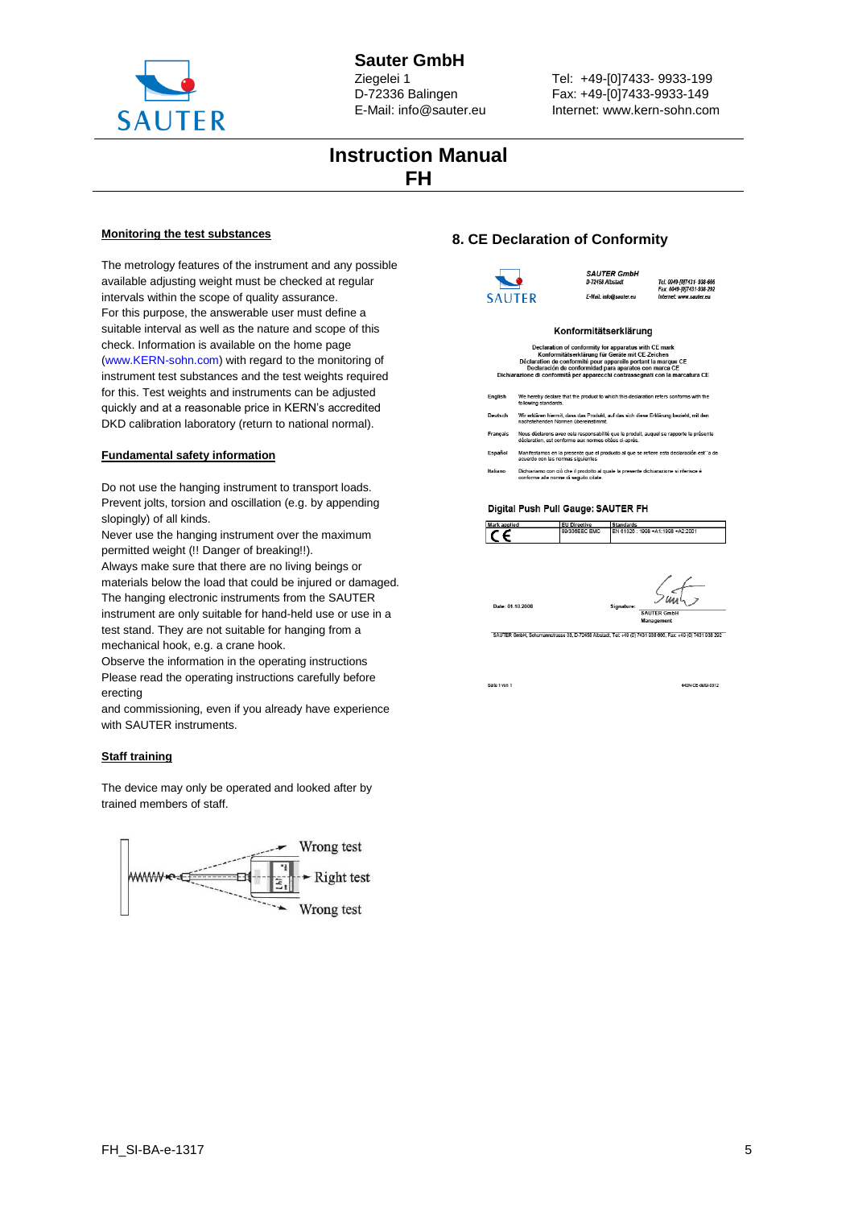**Monitoring the test substances**

The metrology features of the instrument and any possible available adjusting weight must be checked at regular intervals within the scope of quality assurance.
For this purpose, the answerable user must define a suitable interval as well as the nature and scope of this check. Information is available on the home page (www.KERN-sohn.com) with regard to the monitoring of instrument test substances and the test weights required for this. Test weights and instruments can be adjusted quickly and at a reasonable price in KERN's accredited DKD calibration laboratory (return to national normal).

**Fundamental safety information**

Do not use the hanging instrument to transport loads.
Prevent jolts, torsion and oscillation (e.g. by appending slopingly) of all kinds.
Never use the hanging instrument over the maximum permitted weight (!! Danger of breaking!!).
Always make sure that there are no living beings or materials below the load that could be injured or damaged.
The hanging electronic instruments from the SAUTER instrument are only suitable for hand-held use or use in a test stand. They are not suitable for hanging from a mechanical hook, e.g. a crane hook.
Observe the information in the operating instructions
Please read the operating instructions carefully before erecting
and commissioning, even if you already have experience with SAUTER instruments.

**Staff training**

The device may only be operated and looked after by trained members of staff.

Wrong test

Right test

Wrong test

## 8. CE Declaration of Conformity

SAUTER GmbH
D-72458 Albstadt
E-Mail: info@sauter.eu

Tel: 0049-[0]7431- 938-666
Fax: 0049-[0]7431-938-292
Internet: www.sauter.eu

**Konformitätserklärung**

Declaration of conformity for apparatus with CE mark
Konformitätserklärung für Geräte mit CE-Zeichen
Déclaration de conformité pour appareils portant la marque CE
Declaración de conformidad para aparatos con marca CE
Dichiarazione di conformità per apparecchi contrassegnati con la marcatura CE

| | |
|---|---|
| English | We hereby declare that the product to which this declaration refers conforms with the following standards. |
| Deutsch | Wir erklären hiermit, dass das Produkt, auf das sich diese Erklärung bezieht, mit den nachstehenden Normen übereinstimmt. |
| Français | Nous déclarons avec cela responsabilité que le produit, auquel se rapporte la présente déclaration, est conforme aux normes citées ci-après. |
| Español | Manifestamos en la presente que el producto al que se refiere esta declaración está de acuerdo con las normas siguientes |
| Italiano | Dichiariamo con ciò che il prodotto al quale la presente dichiarazione si riferisce è conforme alle norme di seguito citate. |

**Digital Push Pull Gauge: SAUTER FH**

| Mark applied | EU Directive | Standards |
|---|---|---|
| CE | 89/336EEC EMC | EN 61326 : 1998 +A1:1998 +A2:2001 |

Date: 01.10.2008

Signature:

SAUTER GmbH
Management

SAUTER GmbH, Schmiechastrasse 33, D-72458 Albstadt, Tel: +49 (0) 7431 938 666, Fax: +49 (0) 7431 938 292

Seite 1 von 1

KERN-CE-0602-0312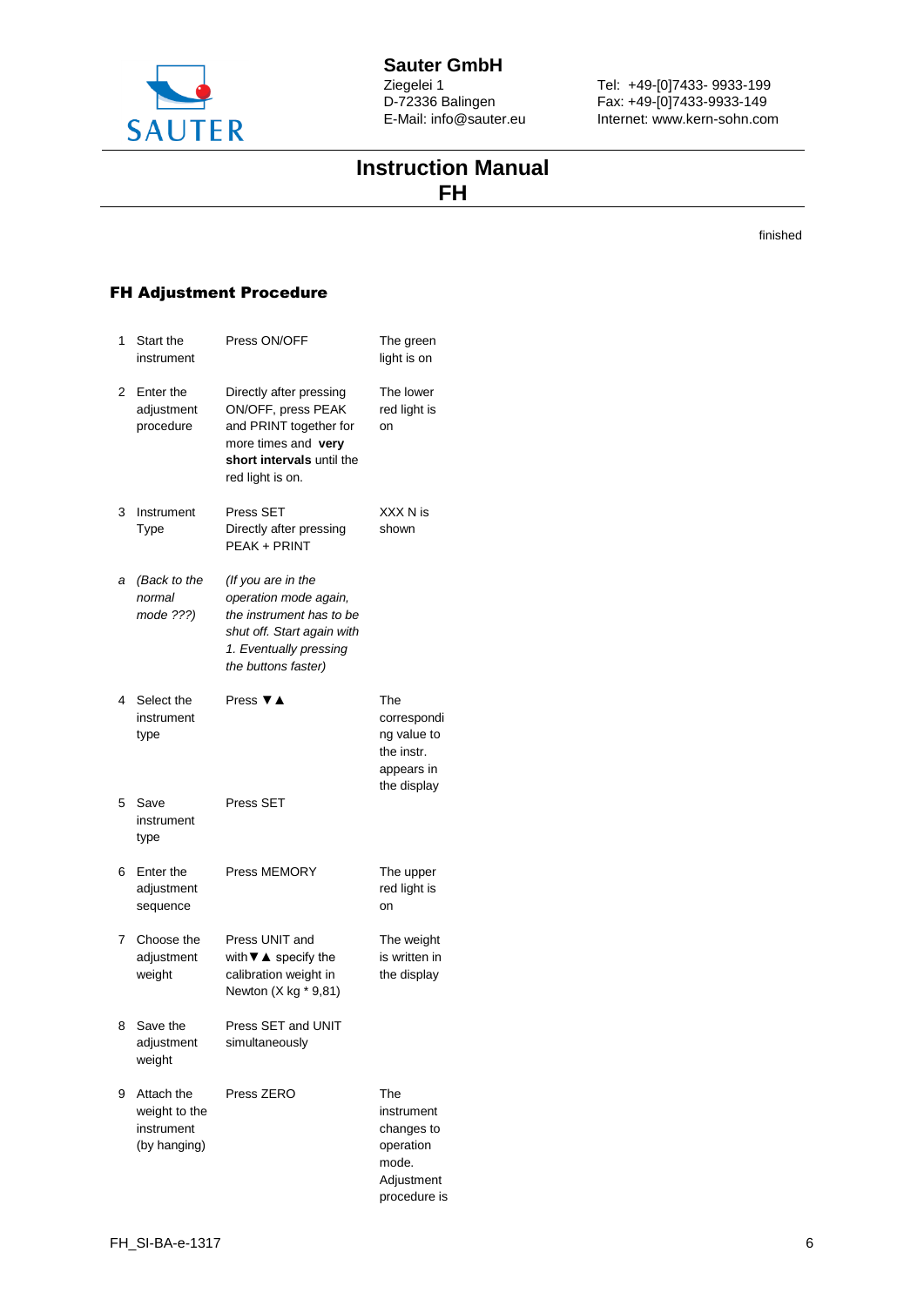**Sauter GmbH**
Ziegelei 1
D-72336 Balingen
E-Mail: info@sauter.eu

Tel: +49-[0]7433- 9933-199
Fax: +49-[0]7433-9933-149
Internet: www.kern-sohn.com

# Instruction Manual
# FH

finished

## FH Adjustment Procedure

| | | | |
|---|---|---|---|
| 1 | Start the instrument | Press ON/OFF | The green light is on |
| 2 | Enter the adjustment procedure | Directly after pressing ON/OFF, press PEAK and PRINT together for more times and **very short intervals** until the red light is on. | The lower red light is on |
| 3 | Instrument Type | Press SET Directly after pressing PEAK + PRINT | XXX N is shown |
| *a* | *(Back to the normal mode ???)* | *(If you are in the operation mode again, the instrument has to be shut off. Start again with 1. Eventually pressing the buttons faster)* | |
| 4 | Select the instrument type | Press ▼▲ | The corresponding value to the instr. appears in the display |
| 5 | Save instrument type | Press SET | |
| 6 | Enter the adjustment sequence | Press MEMORY | The upper red light is on |
| 7 | Choose the adjustment weight | Press UNIT and with▼▲ specify the calibration weight in Newton (X kg * 9,81) | The weight is written in the display |
| 8 | Save the adjustment weight | Press SET and UNIT simultaneously | |
| 9 | Attach the weight to the instrument (by hanging) | Press ZERO | The instrument changes to operation mode. Adjustment procedure is |

FH_SI-BA-e-1317